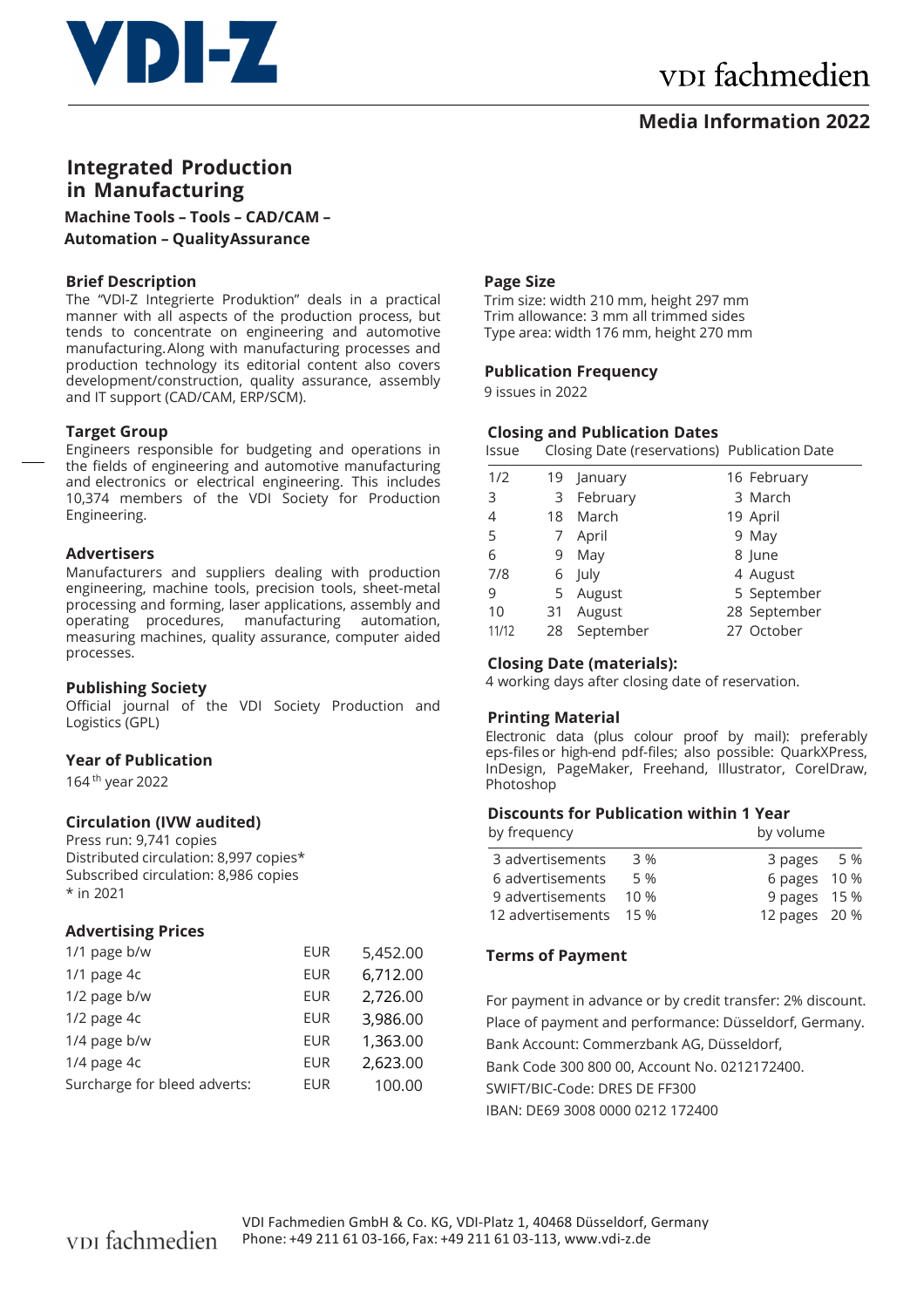# VDI-Z

VDI fachmedien

## Media Information 2022

## Integrated Production in Manufacturing

**Machine Tools – Tools – CAD/CAM – Automation – QualityAssurance**

### Brief Description

The "VDI-Z Integrierte Produktion" deals in a practical manner with all aspects of the production process, but tends to concentrate on engineering and automotive manufacturing. Along with manufacturing processes and production technology its editorial content also covers development/construction, quality assurance, assembly and IT support (CAD/CAM, ERP/SCM).

### Target Group

Engineers responsible for budgeting and operations in the fields of engineering and automotive manufacturing and electronics or electrical engineering. This includes 10,374 members of the VDI Society for Production Engineering.

### Advertisers

Manufacturers and suppliers dealing with production engineering, machine tools, precision tools, sheet-metal processing and forming, laser applications, assembly and operating procedures, manufacturing automation, measuring machines, quality assurance, computer aided processes.

### Publishing Society

Official journal of the VDI Society Production and Logistics (GPL)

### Year of Publication

164th year 2022

### Circulation (IVW audited)

Press run: 9,741 copies
Distributed circulation: 8,997 copies*
Subscribed circulation: 8,986 copies
* in 2021

### Advertising Prices

| | | |
|---|---|---|
| 1/1 page b/w | EUR | 5,452.00 |
| 1/1 page 4c | EUR | 6,712.00 |
| 1/2 page b/w | EUR | 2,726.00 |
| 1/2 page 4c | EUR | 3,986.00 |
| 1/4 page b/w | EUR | 1,363.00 |
| 1/4 page 4c | EUR | 2,623.00 |
| Surcharge for bleed adverts: | EUR | 100.00 |

### Page Size

Trim size: width 210 mm, height 297 mm
Trim allowance: 3 mm all trimmed sides
Type area: width 176 mm, height 270 mm

### Publication Frequency

9 issues in 2022

### Closing and Publication Dates

| Issue | Closing Date (reservations) | Publication Date |
|---|---|---|
| 1/2 | 19 January | 16 February |
| 3 | 3 February | 3 March |
| 4 | 18 March | 19 April |
| 5 | 7 April | 9 May |
| 6 | 9 May | 8 June |
| 7/8 | 6 July | 4 August |
| 9 | 5 August | 5 September |
| 10 | 31 August | 28 September |
| 11/12 | 28 September | 27 October |

### Closing Date (materials):

4 working days after closing date of reservation.

### Printing Material

Electronic data (plus colour proof by mail): preferably eps-files or high-end pdf-files; also possible: QuarkXPress, InDesign, PageMaker, Freehand, Illustrator, CorelDraw, Photoshop

### Discounts for Publication within 1 Year

| by frequency | | by volume | |
|---|---|---|---|
| 3 advertisements | 3 % | 3 pages | 5 % |
| 6 advertisements | 5 % | 6 pages | 10 % |
| 9 advertisements | 10 % | 9 pages | 15 % |
| 12 advertisements | 15 % | 12 pages | 20 % |

### Terms of Payment

For payment in advance or by credit transfer: 2% discount.
Place of payment and performance: Düsseldorf, Germany.
Bank Account: Commerzbank AG, Düsseldorf,
Bank Code 300 800 00, Account No. 0212172400.
SWIFT/BIC-Code: DRES DE FF300
IBAN: DE69 3008 0000 0212 172400

VDI fachmedien

VDI Fachmedien GmbH & Co. KG, VDI-Platz 1, 40468 Düsseldorf, Germany
Phone: +49 211 61 03-166, Fax: +49 211 61 03-113, www.vdi-z.de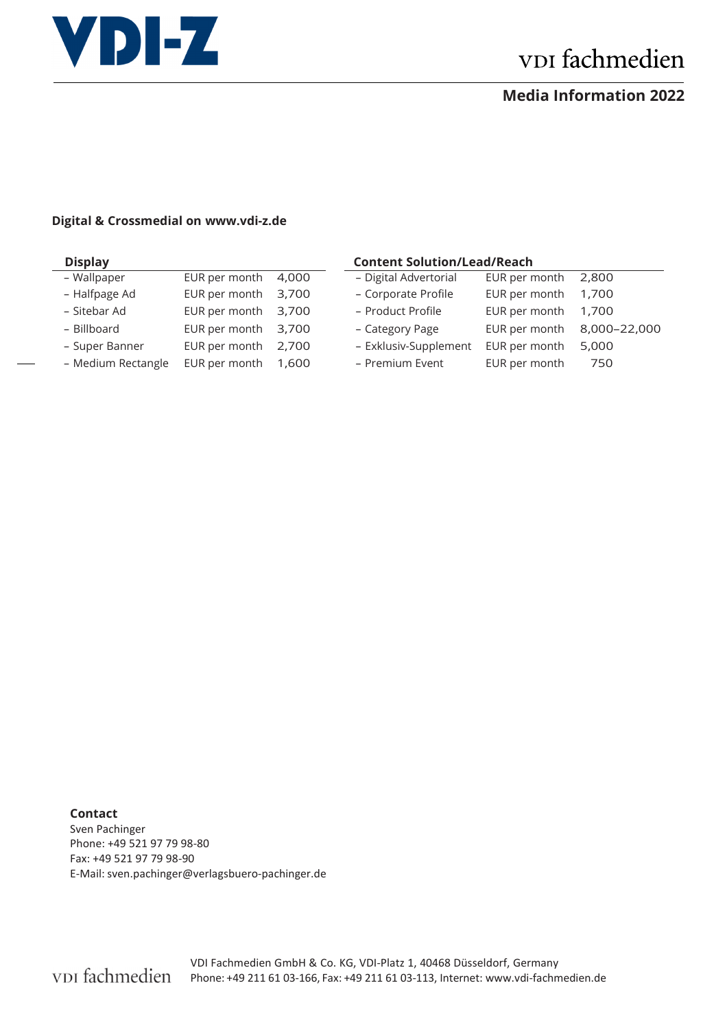## Digital & Crossmedial on www.vdi-z.de

### Display

| | | |
|---|---|---|
| – Wallpaper | EUR per month | 4,000 |
| – Halfpage Ad | EUR per month | 3,700 |
| – Sitebar Ad | EUR per month | 3,700 |
| – Billboard | EUR per month | 3,700 |
| – Super Banner | EUR per month | 2,700 |
| – Medium Rectangle | EUR per month | 1,600 |

### Content Solution/Lead/Reach

| | | |
|---|---|---|
| – Digital Advertorial | EUR per month | 2,800 |
| – Corporate Profile | EUR per month | 1,700 |
| – Product Profile | EUR per month | 1,700 |
| – Category Page | EUR per month | 8,000–22,000 |
| – Exklusiv-Supplement | EUR per month | 5,000 |
| – Premium Event | EUR per month | 750 |

**Contact**
Sven Pachinger
Phone: +49 521 97 79 98-80
Fax: +49 521 97 79 98-90
E-Mail: sven.pachinger@verlagsbuero-pachinger.de

VDI Fachmedien GmbH & Co. KG, VDI-Platz 1, 40468 Düsseldorf, Germany
Phone: +49 211 61 03-166, Fax: +49 211 61 03-113, Internet: www.vdi-fachmedien.de